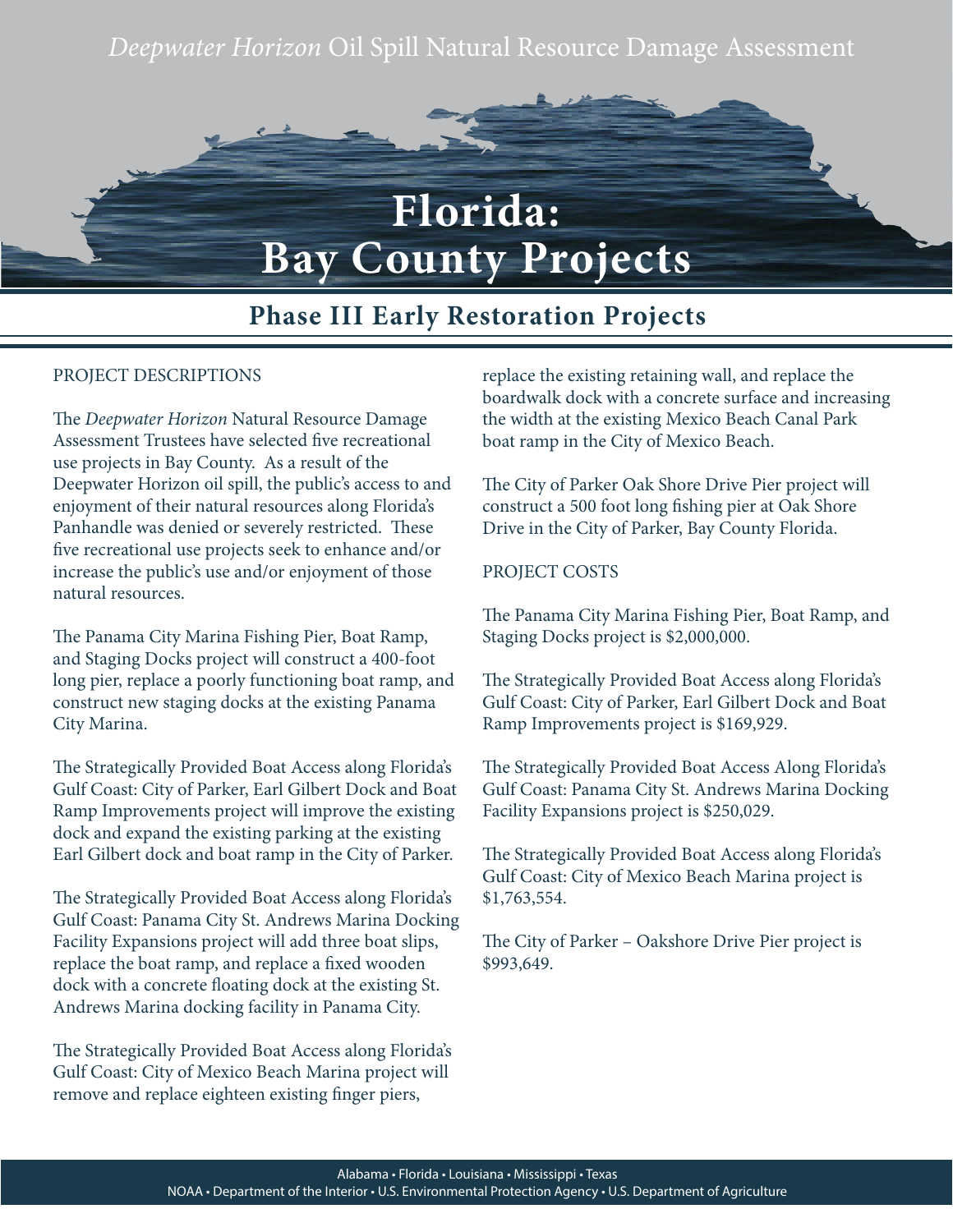*Deepwater Horizon* Oil Spill Natural Resource Damage Assessment

# Florida: Bay County Projects

## Phase III Early Restoration Projects

PROJECT DESCRIPTIONS

The *Deepwater Horizon* Natural Resource Damage Assessment Trustees have selected five recreational use projects in Bay County. As a result of the Deepwater Horizon oil spill, the public's access to and enjoyment of their natural resources along Florida's Panhandle was denied or severely restricted. These five recreational use projects seek to enhance and/or increase the public's use and/or enjoyment of those natural resources.

The Panama City Marina Fishing Pier, Boat Ramp, and Staging Docks project will construct a 400-foot long pier, replace a poorly functioning boat ramp, and construct new staging docks at the existing Panama City Marina.

The Strategically Provided Boat Access along Florida's Gulf Coast: City of Parker, Earl Gilbert Dock and Boat Ramp Improvements project will improve the existing dock and expand the existing parking at the existing Earl Gilbert dock and boat ramp in the City of Parker.

The Strategically Provided Boat Access along Florida's Gulf Coast: Panama City St. Andrews Marina Docking Facility Expansions project will add three boat slips, replace the boat ramp, and replace a fixed wooden dock with a concrete floating dock at the existing St. Andrews Marina docking facility in Panama City.

The Strategically Provided Boat Access along Florida's Gulf Coast: City of Mexico Beach Marina project will remove and replace eighteen existing finger piers, replace the existing retaining wall, and replace the boardwalk dock with a concrete surface and increasing the width at the existing Mexico Beach Canal Park boat ramp in the City of Mexico Beach.

The City of Parker Oak Shore Drive Pier project will construct a 500 foot long fishing pier at Oak Shore Drive in the City of Parker, Bay County Florida.

PROJECT COSTS

The Panama City Marina Fishing Pier, Boat Ramp, and Staging Docks project is $2,000,000.

The Strategically Provided Boat Access along Florida's Gulf Coast: City of Parker, Earl Gilbert Dock and Boat Ramp Improvements project is $169,929.

The Strategically Provided Boat Access Along Florida's Gulf Coast: Panama City St. Andrews Marina Docking Facility Expansions project is $250,029.

The Strategically Provided Boat Access along Florida's Gulf Coast: City of Mexico Beach Marina project is $1,763,554.

The City of Parker – Oakshore Drive Pier project is $993,649.

Alabama • Florida • Louisiana • Mississippi • Texas
NOAA • Department of the Interior • U.S. Environmental Protection Agency • U.S. Department of Agriculture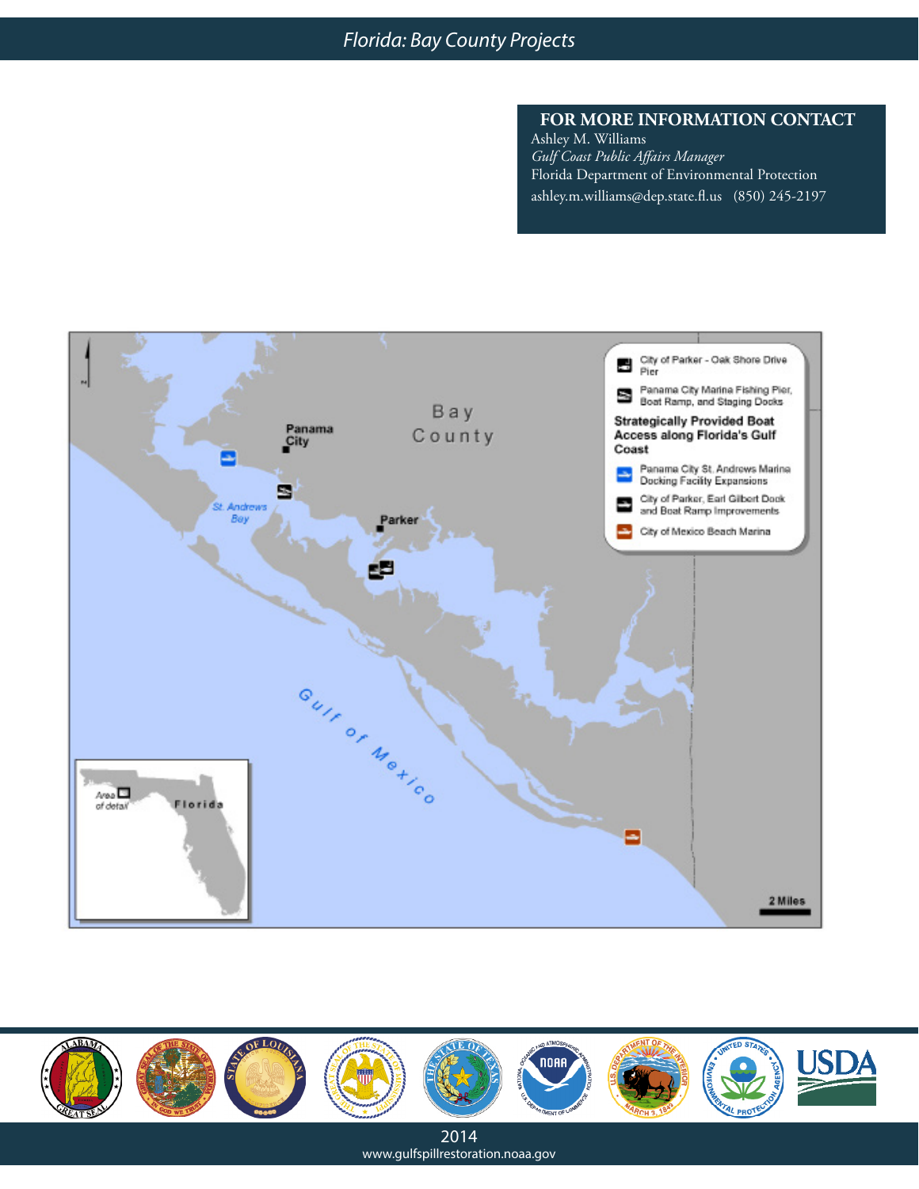## FOR MORE INFORMATION CONTACT

Ashley M. Williams
*Gulf Coast Public Affairs Manager*
Florida Department of Environmental Protection
ashley.m.williams@dep.state.fl.us (850) 245-2197

Bay County

Panama City

St. Andrews Bay

Parker

Gulf of Mexico

City of Parker - Oak Shore Drive Pier

Panama City Marina Fishing Pier, Boat Ramp, and Staging Docks

**Strategically Provided Boat Access along Florida's Gulf Coast**

Panama City St. Andrews Marina Docking Facility Expansions

City of Parker, Earl Gilbert Dock and Boat Ramp Improvements

City of Mexico Beach Marina

Area of detail

Florida

2 Miles

2014
www.gulfspillrestoration.noaa.gov